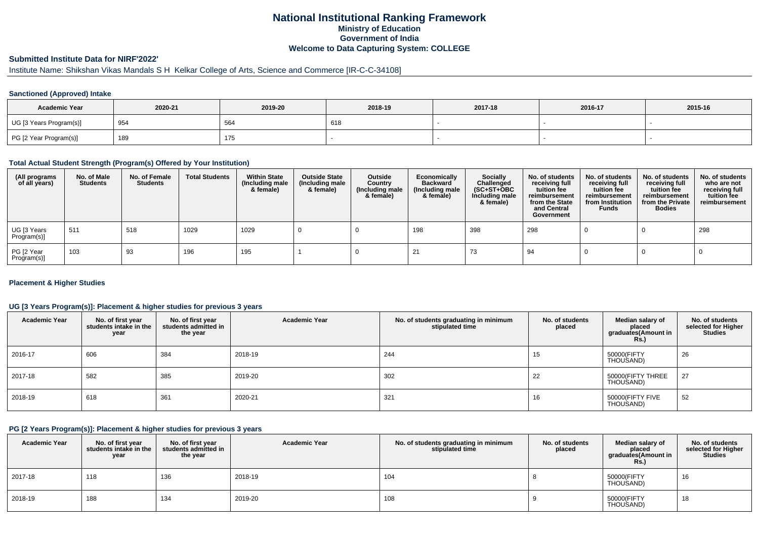# National Institutional Ranking Framework
## Ministry of Education
## Government of India
## Welcome to Data Capturing System: COLLEGE

### Submitted Institute Data for NIRF'2022'

Institute Name: Shikshan Vikas Mandals S H Kelkar College of Arts, Science and Commerce [IR-C-C-34108]

#### Sanctioned (Approved) Intake

| Academic Year | 2020-21 | 2019-20 | 2018-19 | 2017-18 | 2016-17 | 2015-16 |
|---|---|---|---|---|---|---|
| UG [3 Years Program(s)] | 954 | 564 | 618 | - | - | - |
| PG [2 Year Program(s)] | 189 | 175 | - | - | - | - |

#### Total Actual Student Strength (Program(s) Offered by Your Institution)

| (All programs of all years) | No. of Male Students | No. of Female Students | Total Students | Within State (Including male & female) | Outside State (Including male & female) | Outside Country (Including male & female) | Economically Backward (Including male & female) | Socially Challenged (SC+ST+OBC Including male & female) | No. of students receiving full tuition fee reimbursement from the State and Central Government | No. of students receiving full tuition fee reimbursement from Institution Funds | No. of students receiving full tuition fee reimbursement from the Private Bodies | No. of students who are not receiving full tuition fee reimbursement |
|---|---|---|---|---|---|---|---|---|---|---|---|---|
| UG [3 Years Program(s)] | 511 | 518 | 1029 | 1029 | 0 | 0 | 198 | 398 | 298 | 0 | 0 | 298 |
| PG [2 Year Program(s)] | 103 | 93 | 196 | 195 | 1 | 0 | 21 | 73 | 94 | 0 | 0 | 0 |

#### Placement & Higher Studies

#### UG [3 Years Program(s)]: Placement & higher studies for previous 3 years

| Academic Year | No. of first year students intake in the year | No. of first year students admitted in the year | Academic Year | No. of students graduating in minimum stipulated time | No. of students placed | Median salary of placed graduates(Amount in Rs.) | No. of students selected for Higher Studies |
|---|---|---|---|---|---|---|---|
| 2016-17 | 606 | 384 | 2018-19 | 244 | 15 | 50000(FIFTY THOUSAND) | 26 |
| 2017-18 | 582 | 385 | 2019-20 | 302 | 22 | 50000(FIFTY THREE THOUSAND) | 27 |
| 2018-19 | 618 | 361 | 2020-21 | 321 | 16 | 50000(FIFTY FIVE THOUSAND) | 52 |

#### PG [2 Years Program(s)]: Placement & higher studies for previous 3 years

| Academic Year | No. of first year students intake in the year | No. of first year students admitted in the year | Academic Year | No. of students graduating in minimum stipulated time | No. of students placed | Median salary of placed graduates(Amount in Rs.) | No. of students selected for Higher Studies |
|---|---|---|---|---|---|---|---|
| 2017-18 | 118 | 136 | 2018-19 | 104 | 8 | 50000(FIFTY THOUSAND) | 16 |
| 2018-19 | 188 | 134 | 2019-20 | 108 | 9 | 50000(FIFTY THOUSAND) | 18 |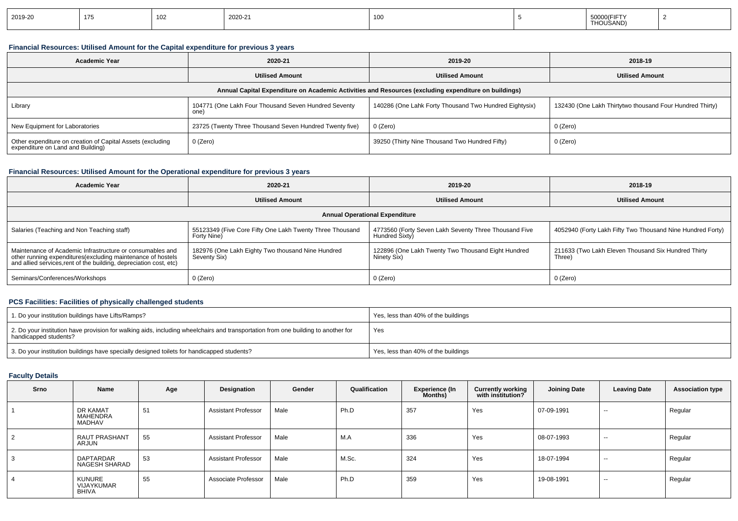| 2019-20 | 175 | 102 | 2020-21 | 100 | 5 | 50000(FIFTY THOUSAND) | 2 |
|---|---|---|---|---|---|---|---|

### Financial Resources: Utilised Amount for the Capital expenditure for previous 3 years

| Academic Year | 2020-21 | 2019-20 | 2018-19 |
|---|---|---|---|
| | Utilised Amount | Utilised Amount | Utilised Amount |
| Annual Capital Expenditure on Academic Activities and Resources (excluding expenditure on buildings) | | | |
| Library | 104771 (One Lakh Four Thousand Seven Hundred Seventy one) | 140286 (One Lahk Forty Thousand Two Hundred Eightysix) | 132430 (One Lakh Thirtytwo thousand Four Hundred Thirty) |
| New Equipment for Laboratories | 23725 (Twenty Three Thousand Seven Hundred Twenty five) | 0 (Zero) | 0 (Zero) |
| Other expenditure on creation of Capital Assets (excluding expenditure on Land and Building) | 0 (Zero) | 39250 (Thirty Nine Thousand Two Hundred Fifty) | 0 (Zero) |

### Financial Resources: Utilised Amount for the Operational expenditure for previous 3 years

| Academic Year | 2020-21 | 2019-20 | 2018-19 |
|---|---|---|---|
| | Utilised Amount | Utilised Amount | Utilised Amount |
| Annual Operational Expenditure | | | |
| Salaries (Teaching and Non Teaching staff) | 55123349 (Five Core Fifty One Lakh Twenty Three Thousand Forty Nine) | 4773560 (Forty Seven Lakh Seventy Three Thousand Five Hundred Sixty) | 4052940 (Forty Lakh Fifty Two Thousand Nine Hundred Forty) |
| Maintenance of Academic Infrastructure or consumables and other running expenditures(excluding maintenance of hostels and allied services,rent of the building, depreciation cost, etc) | 182976 (One Lakh Eighty Two thousand Nine Hundred Seventy Six) | 122896 (One Lakh Twenty Two Thousand Eight Hundred Ninety Six) | 211633 (Two Lakh Eleven Thousand Six Hundred Thirty Three) |
| Seminars/Conferences/Workshops | 0 (Zero) | 0 (Zero) | 0 (Zero) |

### PCS Facilities: Facilities of physically challenged students

| | |
|---|---|
| 1. Do your institution buildings have Lifts/Ramps? | Yes, less than 40% of the buildings |
| 2. Do your institution have provision for walking aids, including wheelchairs and transportation from one building to another for handicapped students? | Yes |
| 3. Do your institution buildings have specially designed toilets for handicapped students? | Yes, less than 40% of the buildings |

### Faculty Details

| Srno | Name | Age | Designation | Gender | Qualification | Experience (In Months) | Currently working with institution? | Joining Date | Leaving Date | Association type |
|---|---|---|---|---|---|---|---|---|---|---|
| 1 | DR KAMAT MAHENDRA MADHAV | 51 | Assistant Professor | Male | Ph.D | 357 | Yes | 07-09-1991 | -- | Regular |
| 2 | RAUT PRASHANT ARJUN | 55 | Assistant Professor | Male | M.A | 336 | Yes | 08-07-1993 | -- | Regular |
| 3 | DAPTARDAR NAGESH SHARAD | 53 | Assistant Professor | Male | M.Sc. | 324 | Yes | 18-07-1994 | -- | Regular |
| 4 | KUNURE VIJAYKUMAR BHIVA | 55 | Associate Professor | Male | Ph.D | 359 | Yes | 19-08-1991 | -- | Regular |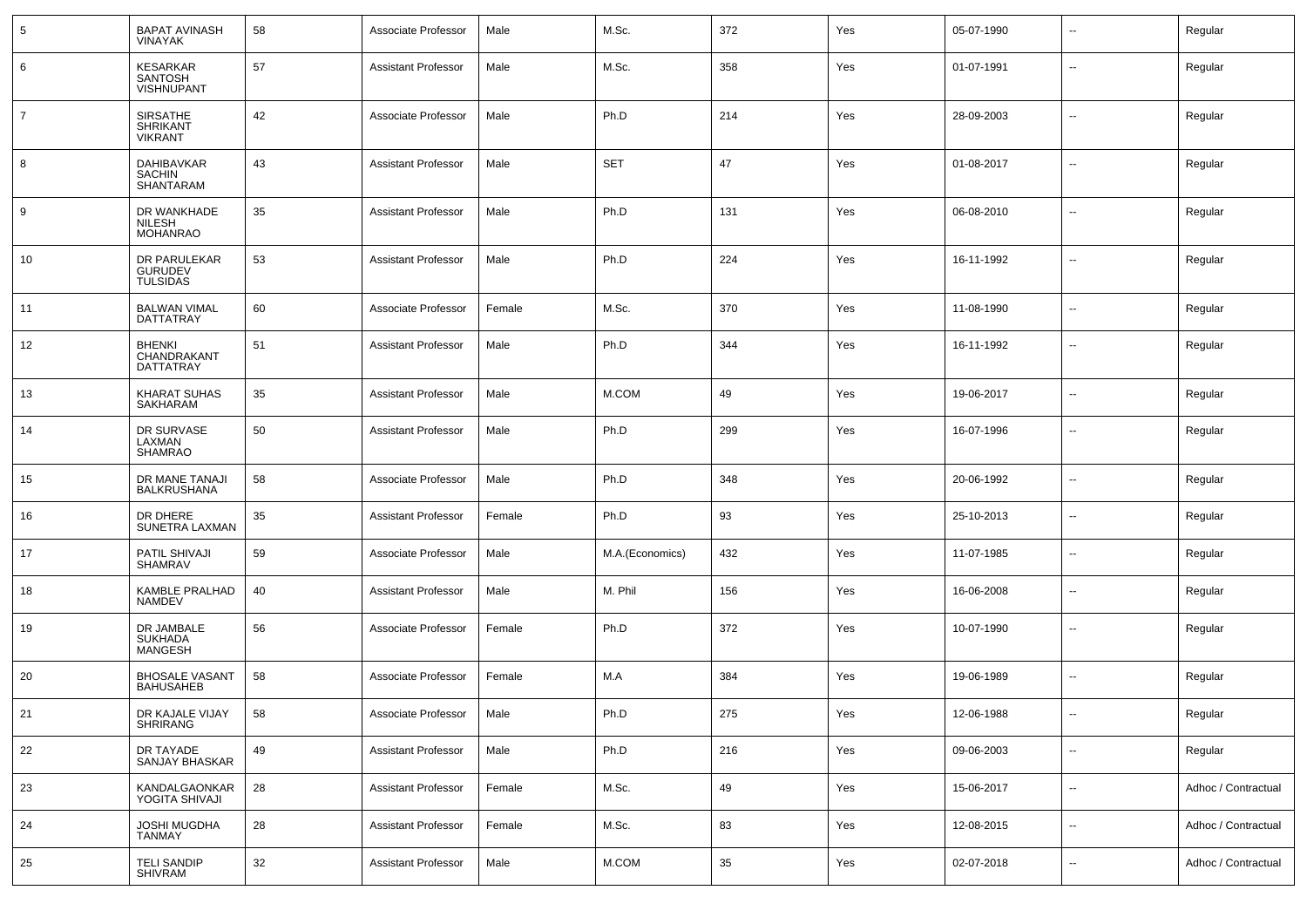| 5 | BAPAT AVINASH VINAYAK | 58 | Associate Professor | Male | M.Sc. | 372 | Yes | 05-07-1990 | -- | Regular |
|---|---|---|---|---|---|---|---|---|---|---|
| 6 | KESARKAR SANTOSH VISHNUPANT | 57 | Assistant Professor | Male | M.Sc. | 358 | Yes | 01-07-1991 | -- | Regular |
| 7 | SIRSATHE SHRIKANT VIKRANT | 42 | Associate Professor | Male | Ph.D | 214 | Yes | 28-09-2003 | -- | Regular |
| 8 | DAHIBAVKAR SACHIN SHANTARAM | 43 | Assistant Professor | Male | SET | 47 | Yes | 01-08-2017 | -- | Regular |
| 9 | DR WANKHADE NILESH MOHANRAO | 35 | Assistant Professor | Male | Ph.D | 131 | Yes | 06-08-2010 | -- | Regular |
| 10 | DR PARULEKAR GURUDEV TULSIDAS | 53 | Assistant Professor | Male | Ph.D | 224 | Yes | 16-11-1992 | -- | Regular |
| 11 | BALWAN VIMAL DATTATRAY | 60 | Associate Professor | Female | M.Sc. | 370 | Yes | 11-08-1990 | -- | Regular |
| 12 | BHENKI CHANDRAKANT DATTATRAY | 51 | Assistant Professor | Male | Ph.D | 344 | Yes | 16-11-1992 | -- | Regular |
| 13 | KHARAT SUHAS SAKHARAM | 35 | Assistant Professor | Male | M.COM | 49 | Yes | 19-06-2017 | -- | Regular |
| 14 | DR SURVASE LAXMAN SHAMRAO | 50 | Assistant Professor | Male | Ph.D | 299 | Yes | 16-07-1996 | -- | Regular |
| 15 | DR MANE TANAJI BALKRUSHANA | 58 | Associate Professor | Male | Ph.D | 348 | Yes | 20-06-1992 | -- | Regular |
| 16 | DR DHERE SUNETRA LAXMAN | 35 | Assistant Professor | Female | Ph.D | 93 | Yes | 25-10-2013 | -- | Regular |
| 17 | PATIL SHIVAJI SHAMRAV | 59 | Associate Professor | Male | M.A.(Economics) | 432 | Yes | 11-07-1985 | -- | Regular |
| 18 | KAMBLE PRALHAD NAMDEV | 40 | Assistant Professor | Male | M. Phil | 156 | Yes | 16-06-2008 | -- | Regular |
| 19 | DR JAMBALE SUKHADA MANGESH | 56 | Associate Professor | Female | Ph.D | 372 | Yes | 10-07-1990 | -- | Regular |
| 20 | BHOSALE VASANT BAHUSAHEB | 58 | Associate Professor | Female | M.A | 384 | Yes | 19-06-1989 | -- | Regular |
| 21 | DR KAJALE VIJAY SHRIRANG | 58 | Associate Professor | Male | Ph.D | 275 | Yes | 12-06-1988 | -- | Regular |
| 22 | DR TAYADE SANJAY BHASKAR | 49 | Assistant Professor | Male | Ph.D | 216 | Yes | 09-06-2003 | -- | Regular |
| 23 | KANDALGAONKAR YOGITA SHIVAJI | 28 | Assistant Professor | Female | M.Sc. | 49 | Yes | 15-06-2017 | -- | Adhoc / Contractual |
| 24 | JOSHI MUGDHA TANMAY | 28 | Assistant Professor | Female | M.Sc. | 83 | Yes | 12-08-2015 | -- | Adhoc / Contractual |
| 25 | TELI SANDIP SHIVRAM | 32 | Assistant Professor | Male | M.COM | 35 | Yes | 02-07-2018 | -- | Adhoc / Contractual |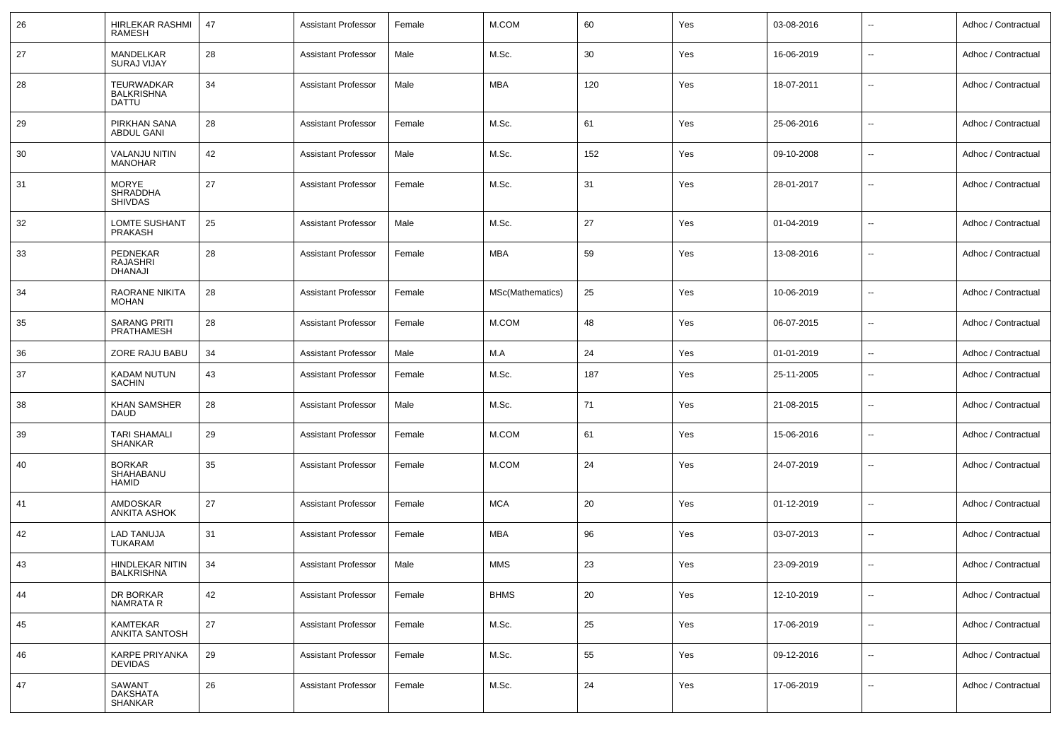| 26 | HIRLEKAR RASHMI RAMESH | 47 | Assistant Professor | Female | M.COM | 60 | Yes | 03-08-2016 | -- | Adhoc / Contractual |
|---|---|---|---|---|---|---|---|---|---|---|
| 27 | MANDELKAR SURAJ VIJAY | 28 | Assistant Professor | Male | M.Sc. | 30 | Yes | 16-06-2019 | -- | Adhoc / Contractual |
| 28 | TEURWADKAR BALKRISHNA DATTU | 34 | Assistant Professor | Male | MBA | 120 | Yes | 18-07-2011 | -- | Adhoc / Contractual |
| 29 | PIRKHAN SANA ABDUL GANI | 28 | Assistant Professor | Female | M.Sc. | 61 | Yes | 25-06-2016 | -- | Adhoc / Contractual |
| 30 | VALANJU NITIN MANOHAR | 42 | Assistant Professor | Male | M.Sc. | 152 | Yes | 09-10-2008 | -- | Adhoc / Contractual |
| 31 | MORYE SHRADDHA SHIVDAS | 27 | Assistant Professor | Female | M.Sc. | 31 | Yes | 28-01-2017 | -- | Adhoc / Contractual |
| 32 | LOMTE SUSHANT PRAKASH | 25 | Assistant Professor | Male | M.Sc. | 27 | Yes | 01-04-2019 | -- | Adhoc / Contractual |
| 33 | PEDNEKAR RAJASHRI DHANAJI | 28 | Assistant Professor | Female | MBA | 59 | Yes | 13-08-2016 | -- | Adhoc / Contractual |
| 34 | RAORANE NIKITA MOHAN | 28 | Assistant Professor | Female | MSc(Mathematics) | 25 | Yes | 10-06-2019 | -- | Adhoc / Contractual |
| 35 | SARANG PRITI PRATHAMESH | 28 | Assistant Professor | Female | M.COM | 48 | Yes | 06-07-2015 | -- | Adhoc / Contractual |
| 36 | ZORE RAJU BABU | 34 | Assistant Professor | Male | M.A | 24 | Yes | 01-01-2019 | -- | Adhoc / Contractual |
| 37 | KADAM NUTUN SACHIN | 43 | Assistant Professor | Female | M.Sc. | 187 | Yes | 25-11-2005 | -- | Adhoc / Contractual |
| 38 | KHAN SAMSHER DAUD | 28 | Assistant Professor | Male | M.Sc. | 71 | Yes | 21-08-2015 | -- | Adhoc / Contractual |
| 39 | TARI SHAMALI SHANKAR | 29 | Assistant Professor | Female | M.COM | 61 | Yes | 15-06-2016 | -- | Adhoc / Contractual |
| 40 | BORKAR SHAHABANU HAMID | 35 | Assistant Professor | Female | M.COM | 24 | Yes | 24-07-2019 | -- | Adhoc / Contractual |
| 41 | AMDOSKAR ANKITA ASHOK | 27 | Assistant Professor | Female | MCA | 20 | Yes | 01-12-2019 | -- | Adhoc / Contractual |
| 42 | LAD TANUJA TUKARAM | 31 | Assistant Professor | Female | MBA | 96 | Yes | 03-07-2013 | -- | Adhoc / Contractual |
| 43 | HINDLEKAR NITIN BALKRISHNA | 34 | Assistant Professor | Male | MMS | 23 | Yes | 23-09-2019 | -- | Adhoc / Contractual |
| 44 | DR BORKAR NAMRATA R | 42 | Assistant Professor | Female | BHMS | 20 | Yes | 12-10-2019 | -- | Adhoc / Contractual |
| 45 | KAMTEKAR ANKITA SANTOSH | 27 | Assistant Professor | Female | M.Sc. | 25 | Yes | 17-06-2019 | -- | Adhoc / Contractual |
| 46 | KARPE PRIYANKA DEVIDAS | 29 | Assistant Professor | Female | M.Sc. | 55 | Yes | 09-12-2016 | -- | Adhoc / Contractual |
| 47 | SAWANT DAKSHATA SHANKAR | 26 | Assistant Professor | Female | M.Sc. | 24 | Yes | 17-06-2019 | -- | Adhoc / Contractual |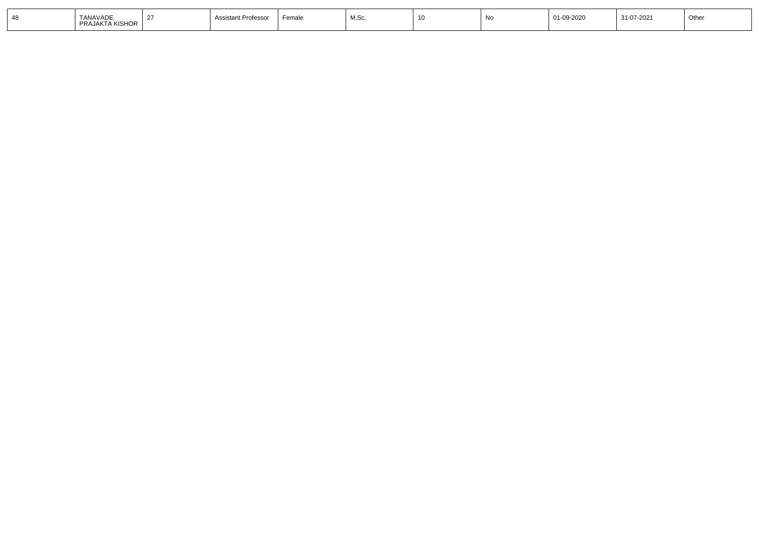| | | | | | | | | | | |
|---|---|---|---|---|---|---|---|---|---|---|
| 48 | TANAVADE PRAJAKTA KISHOR | 27 | Assistant Professor | Female | M.Sc. | 10 | No | 01-09-2020 | 31-07-2021 | Other |